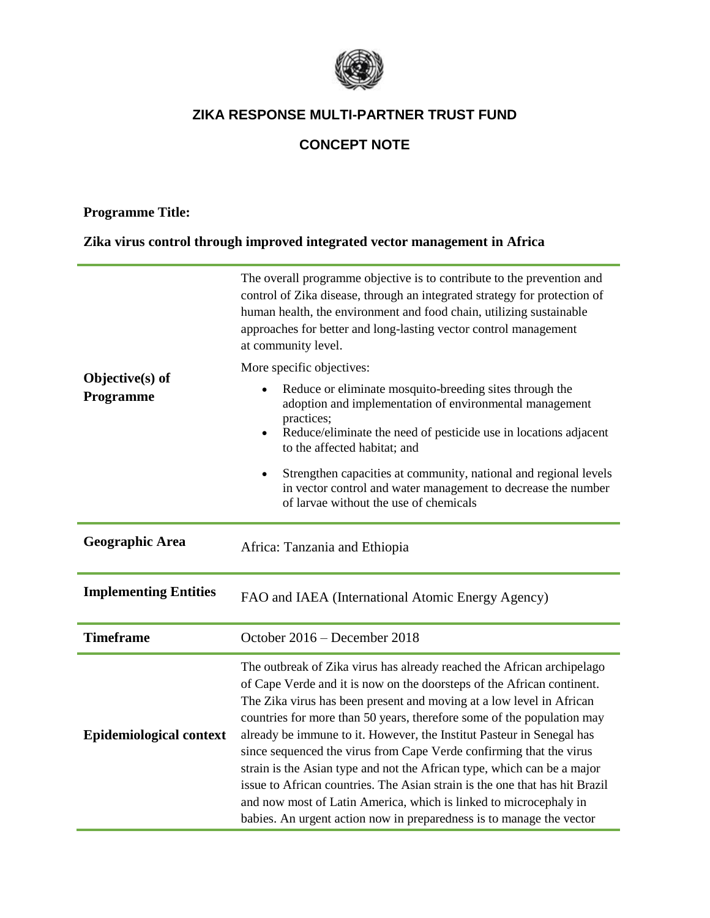# ZIKA RESPONSE MULTI-PARTNER TRUST FUND

## CONCEPT NOTE

**Programme Title:**

**Zika virus control through improved integrated vector management in Africa**

| | |
|---|---|
| **Objective(s) of Programme** | The overall programme objective is to contribute to the prevention and control of Zika disease, through an integrated strategy for protection of human health, the environment and food chain, utilizing sustainable approaches for better and long-lasting vector control management at community level.<br><br>More specific objectives:<br>• Reduce or eliminate mosquito-breeding sites through the adoption and implementation of environmental management practices;<br>• Reduce/eliminate the need of pesticide use in locations adjacent to the affected habitat; and<br>• Strengthen capacities at community, national and regional levels in vector control and water management to decrease the number of larvae without the use of chemicals |
| **Geographic Area** | Africa: Tanzania and Ethiopia |
| **Implementing Entities** | FAO and IAEA (International Atomic Energy Agency) |
| **Timeframe** | October 2016 – December 2018 |
| **Epidemiological context** | The outbreak of Zika virus has already reached the African archipelago of Cape Verde and it is now on the doorsteps of the African continent. The Zika virus has been present and moving at a low level in African countries for more than 50 years, therefore some of the population may already be immune to it. However, the Institut Pasteur in Senegal has since sequenced the virus from Cape Verde confirming that the virus strain is the Asian type and not the African type, which can be a major issue to African countries. The Asian strain is the one that has hit Brazil and now most of Latin America, which is linked to microcephaly in babies. An urgent action now in preparedness is to manage the vector |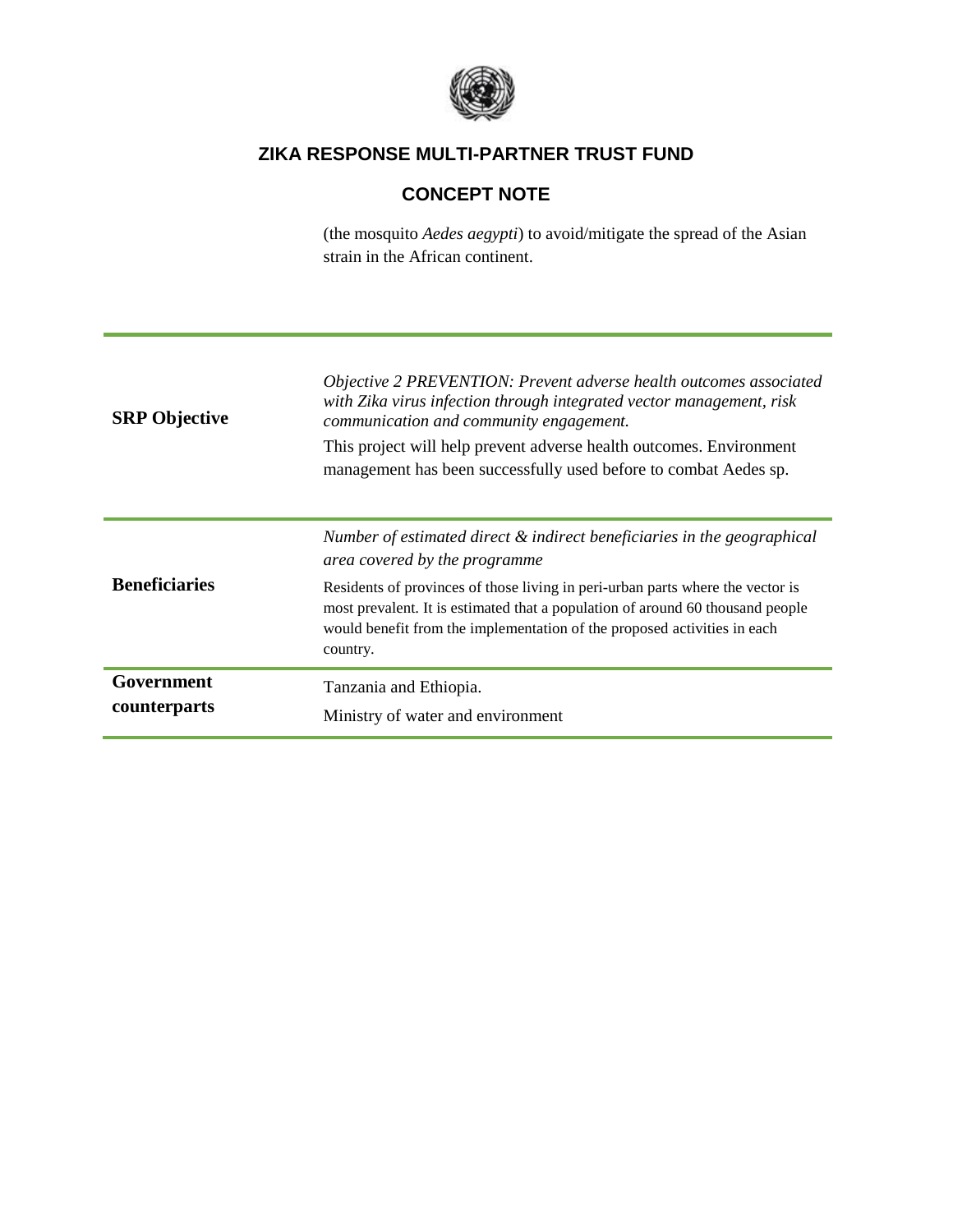| | |
|---|---|
| | (the mosquito *Aedes aegypti*) to avoid/mitigate the spread of the Asian strain in the African continent. |
| **SRP Objective** | *Objective 2 PREVENTION: Prevent adverse health outcomes associated with Zika virus infection through integrated vector management, risk communication and community engagement.*<br>This project will help prevent adverse health outcomes. Environment management has been successfully used before to combat Aedes sp. |
| **Beneficiaries** | *Number of estimated direct & indirect beneficiaries in the geographical area covered by the programme*<br>Residents of provinces of those living in peri-urban parts where the vector is most prevalent. It is estimated that a population of around 60 thousand people would benefit from the implementation of the proposed activities in each country. |
| **Government counterparts** | Tanzania and Ethiopia.<br>Ministry of water and environment |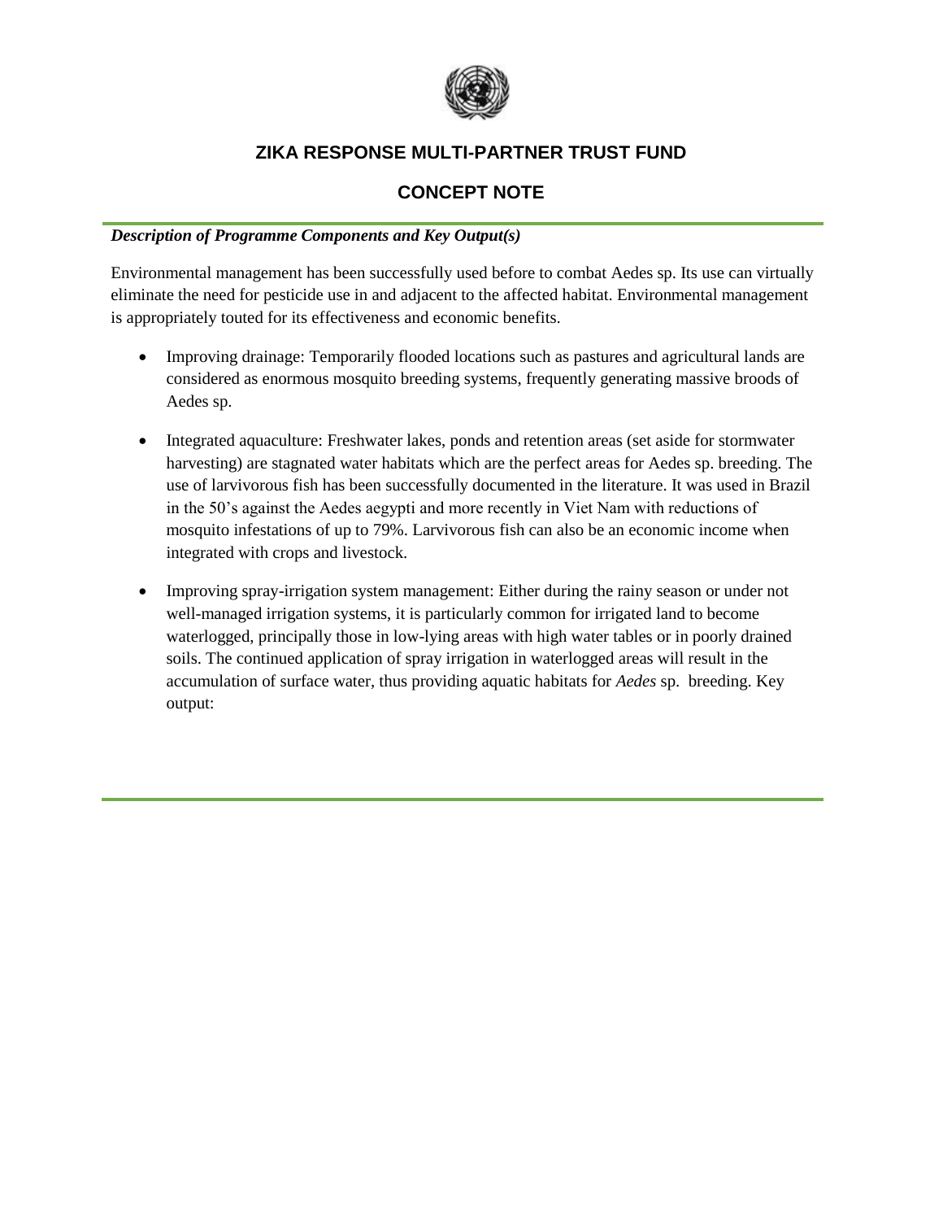## ZIKA RESPONSE MULTI-PARTNER TRUST FUND

## CONCEPT NOTE

***Description of Programme Components and Key Output(s)***

Environmental management has been successfully used before to combat Aedes sp. Its use can virtually eliminate the need for pesticide use in and adjacent to the affected habitat. Environmental management is appropriately touted for its effectiveness and economic benefits.

- Improving drainage: Temporarily flooded locations such as pastures and agricultural lands are considered as enormous mosquito breeding systems, frequently generating massive broods of Aedes sp.
- Integrated aquaculture: Freshwater lakes, ponds and retention areas (set aside for stormwater harvesting) are stagnated water habitats which are the perfect areas for Aedes sp. breeding. The use of larvivorous fish has been successfully documented in the literature. It was used in Brazil in the 50's against the Aedes aegypti and more recently in Viet Nam with reductions of mosquito infestations of up to 79%. Larvivorous fish can also be an economic income when integrated with crops and livestock.
- Improving spray-irrigation system management: Either during the rainy season or under not well-managed irrigation systems, it is particularly common for irrigated land to become waterlogged, principally those in low-lying areas with high water tables or in poorly drained soils. The continued application of spray irrigation in waterlogged areas will result in the accumulation of surface water, thus providing aquatic habitats for *Aedes* sp. breeding. Key output: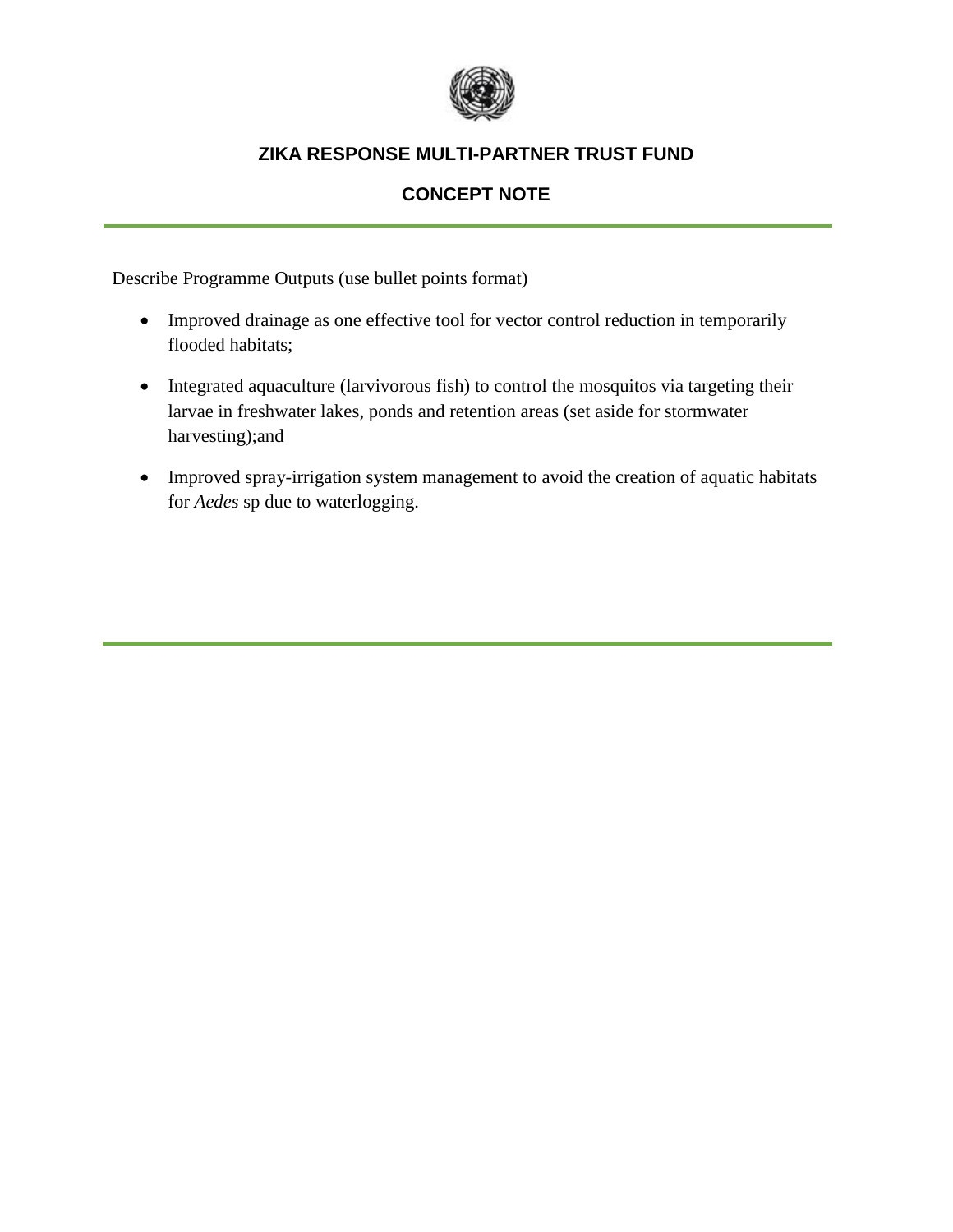**ZIKA RESPONSE MULTI-PARTNER TRUST FUND**

**CONCEPT NOTE**

Describe Programme Outputs (use bullet points format)

- Improved drainage as one effective tool for vector control reduction in temporarily flooded habitats;
- Integrated aquaculture (larvivorous fish) to control the mosquitos via targeting their larvae in freshwater lakes, ponds and retention areas (set aside for stormwater harvesting);and
- Improved spray-irrigation system management to avoid the creation of aquatic habitats for *Aedes* sp due to waterlogging.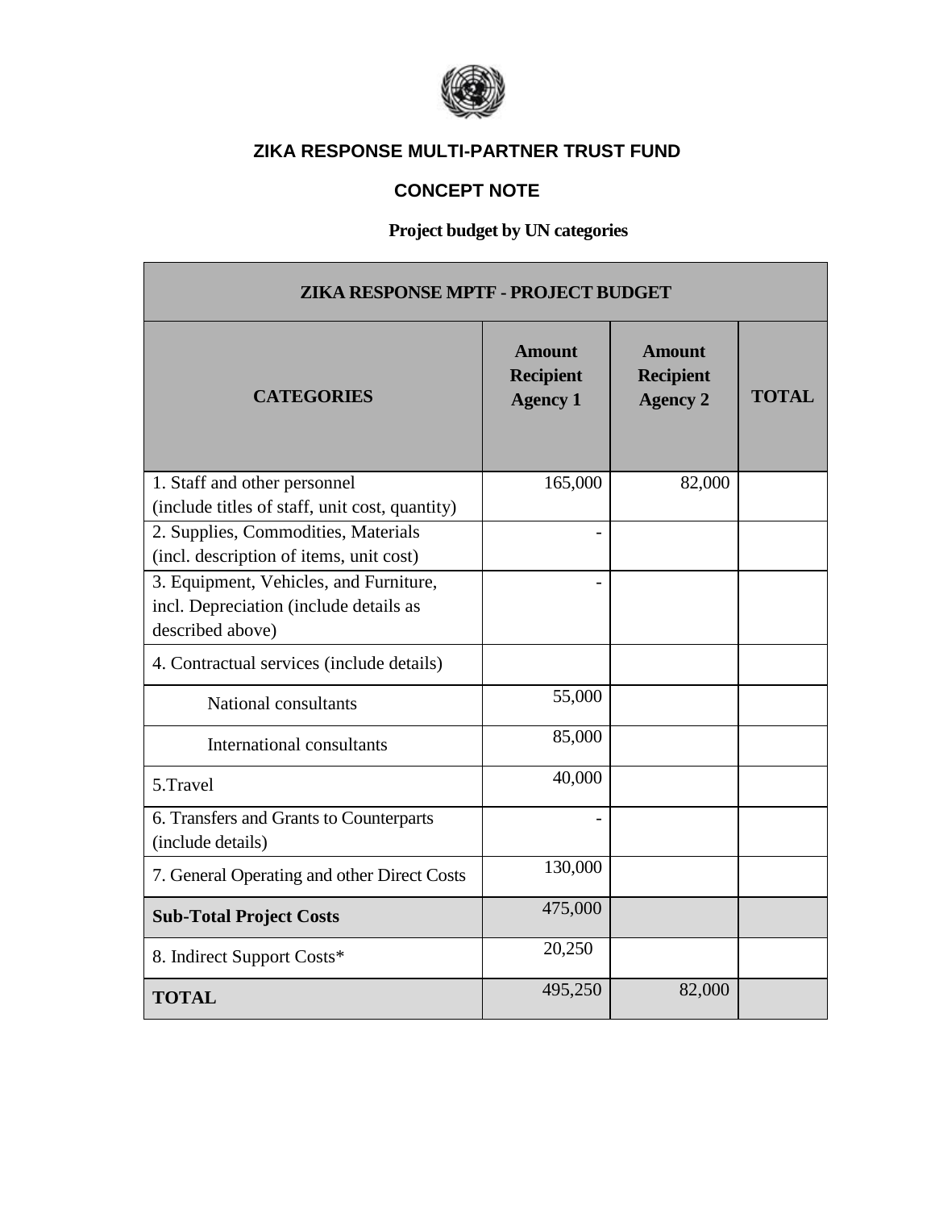## ZIKA RESPONSE MULTI-PARTNER TRUST FUND

## CONCEPT NOTE

**Project budget by UN categories**

| ZIKA RESPONSE MPTF - PROJECT BUDGET | | | |
|---|---|---|---|
| **CATEGORIES** | **Amount Recipient Agency 1** | **Amount Recipient Agency 2** | **TOTAL** |
| 1. Staff and other personnel (include titles of staff, unit cost, quantity) | 165,000 | 82,000 | |
| 2. Supplies, Commodities, Materials (incl. description of items, unit cost) | - | | |
| 3. Equipment, Vehicles, and Furniture, incl. Depreciation (include details as described above) | - | | |
| 4. Contractual services (include details) | | | |
| National consultants | 55,000 | | |
| International consultants | 85,000 | | |
| 5.Travel | 40,000 | | |
| 6. Transfers and Grants to Counterparts (include details) | - | | |
| 7. General Operating and other Direct Costs | 130,000 | | |
| **Sub-Total Project Costs** | 475,000 | | |
| 8. Indirect Support Costs* | 20,250 | | |
| **TOTAL** | 495,250 | 82,000 | |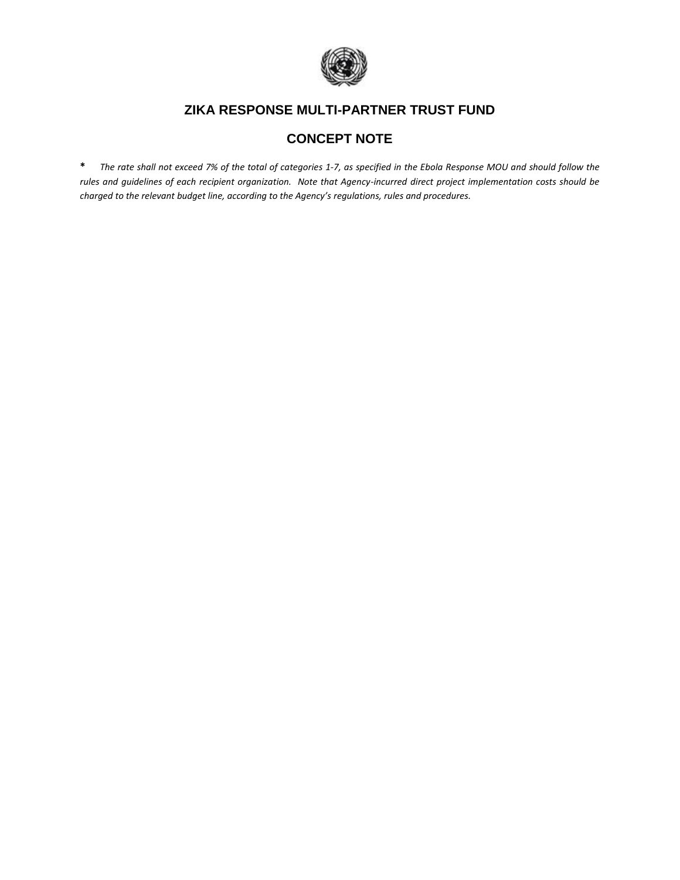# ZIKA RESPONSE MULTI-PARTNER TRUST FUND

## CONCEPT NOTE

**\*** *The rate shall not exceed 7% of the total of categories 1-7, as specified in the Ebola Response MOU and should follow the rules and guidelines of each recipient organization. Note that Agency-incurred direct project implementation costs should be charged to the relevant budget line, according to the Agency's regulations, rules and procedures.*